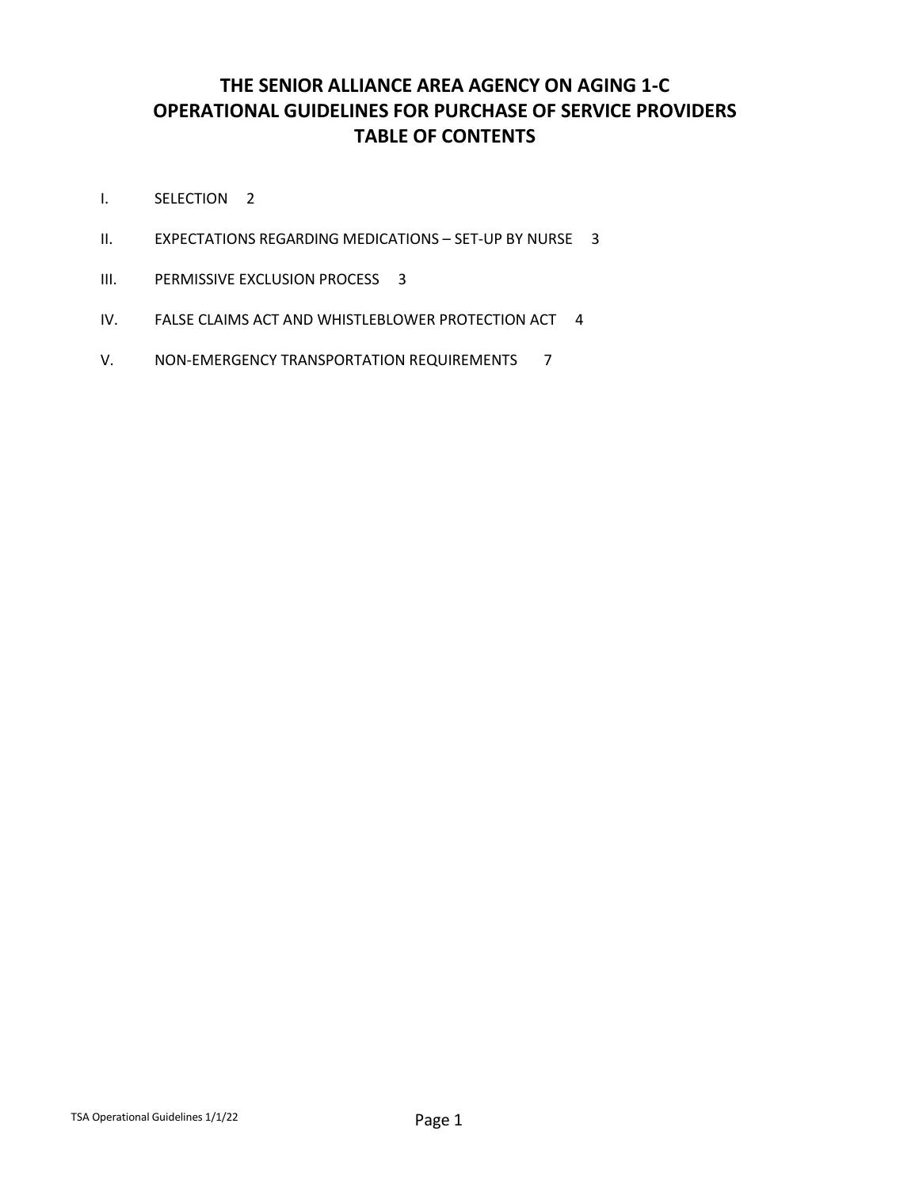# THE SENIOR ALLIANCE AREA AGENCY ON AGING 1-C
# OPERATIONAL GUIDELINES FOR PURCHASE OF SERVICE PROVIDERS
# TABLE OF CONTENTS

I. SELECTION 2

II. EXPECTATIONS REGARDING MEDICATIONS – SET-UP BY NURSE 3

III. PERMISSIVE EXCLUSION PROCESS 3

IV. FALSE CLAIMS ACT AND WHISTLEBLOWER PROTECTION ACT 4

V. NON-EMERGENCY TRANSPORTATION REQUIREMENTS 7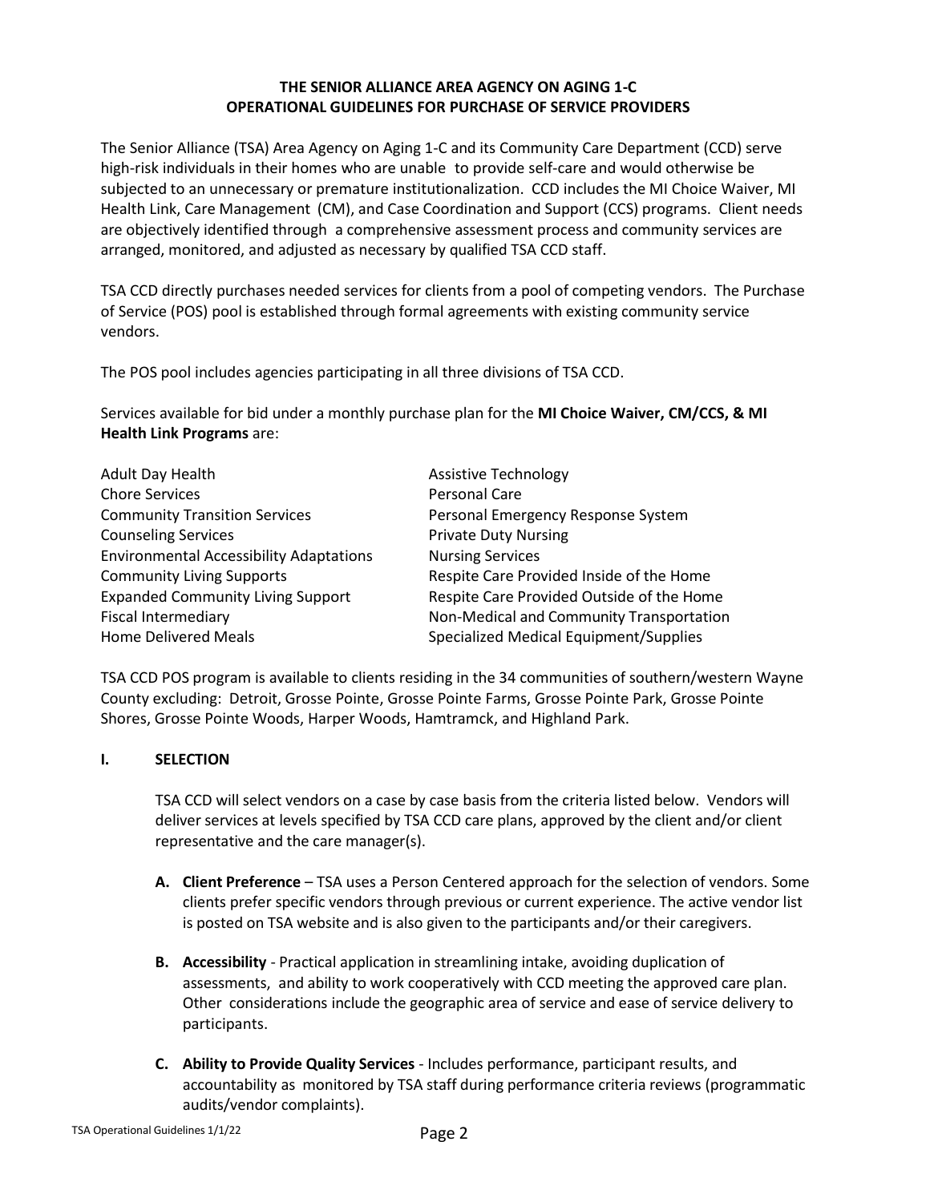**THE SENIOR ALLIANCE AREA AGENCY ON AGING 1-C**
**OPERATIONAL GUIDELINES FOR PURCHASE OF SERVICE PROVIDERS**

The Senior Alliance (TSA) Area Agency on Aging 1-C and its Community Care Department (CCD) serve high-risk individuals in their homes who are unable to provide self-care and would otherwise be subjected to an unnecessary or premature institutionalization. CCD includes the MI Choice Waiver, MI Health Link, Care Management (CM), and Case Coordination and Support (CCS) programs. Client needs are objectively identified through a comprehensive assessment process and community services are arranged, monitored, and adjusted as necessary by qualified TSA CCD staff.

TSA CCD directly purchases needed services for clients from a pool of competing vendors. The Purchase of Service (POS) pool is established through formal agreements with existing community service vendors.

The POS pool includes agencies participating in all three divisions of TSA CCD.

Services available for bid under a monthly purchase plan for the **MI Choice Waiver, CM/CCS, & MI Health Link Programs** are:

- Adult Day Health
- Chore Services
- Community Transition Services
- Counseling Services
- Environmental Accessibility Adaptations
- Community Living Supports
- Expanded Community Living Support
- Fiscal Intermediary
- Home Delivered Meals
- Assistive Technology
- Personal Care
- Personal Emergency Response System
- Private Duty Nursing
- Nursing Services
- Respite Care Provided Inside of the Home
- Respite Care Provided Outside of the Home
- Non-Medical and Community Transportation
- Specialized Medical Equipment/Supplies

TSA CCD POS program is available to clients residing in the 34 communities of southern/western Wayne County excluding: Detroit, Grosse Pointe, Grosse Pointe Farms, Grosse Pointe Park, Grosse Pointe Shores, Grosse Pointe Woods, Harper Woods, Hamtramck, and Highland Park.

## I. SELECTION

TSA CCD will select vendors on a case by case basis from the criteria listed below. Vendors will deliver services at levels specified by TSA CCD care plans, approved by the client and/or client representative and the care manager(s).

- **A. Client Preference** – TSA uses a Person Centered approach for the selection of vendors. Some clients prefer specific vendors through previous or current experience. The active vendor list is posted on TSA website and is also given to the participants and/or their caregivers.
- **B. Accessibility** - Practical application in streamlining intake, avoiding duplication of assessments, and ability to work cooperatively with CCD meeting the approved care plan. Other considerations include the geographic area of service and ease of service delivery to participants.
- **C. Ability to Provide Quality Services** - Includes performance, participant results, and accountability as monitored by TSA staff during performance criteria reviews (programmatic audits/vendor complaints).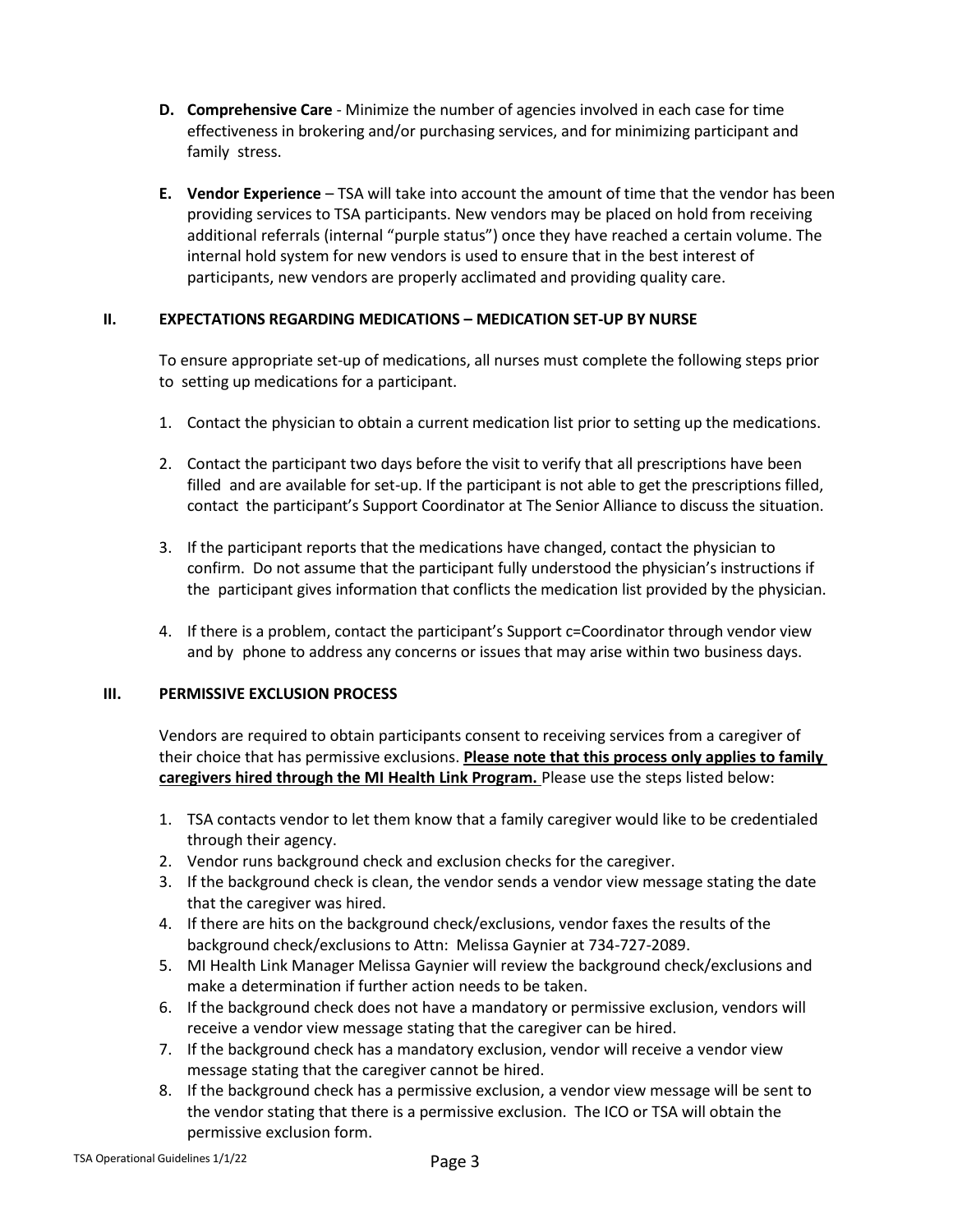D. **Comprehensive Care** - Minimize the number of agencies involved in each case for time effectiveness in brokering and/or purchasing services, and for minimizing participant and family stress.

E. **Vendor Experience** – TSA will take into account the amount of time that the vendor has been providing services to TSA participants. New vendors may be placed on hold from receiving additional referrals (internal "purple status") once they have reached a certain volume. The internal hold system for new vendors is used to ensure that in the best interest of participants, new vendors are properly acclimated and providing quality care.

## II. EXPECTATIONS REGARDING MEDICATIONS – MEDICATION SET-UP BY NURSE

To ensure appropriate set-up of medications, all nurses must complete the following steps prior to setting up medications for a participant.

1. Contact the physician to obtain a current medication list prior to setting up the medications.

2. Contact the participant two days before the visit to verify that all prescriptions have been filled and are available for set-up. If the participant is not able to get the prescriptions filled, contact the participant's Support Coordinator at The Senior Alliance to discuss the situation.

3. If the participant reports that the medications have changed, contact the physician to confirm. Do not assume that the participant fully understood the physician's instructions if the participant gives information that conflicts the medication list provided by the physician.

4. If there is a problem, contact the participant's Support c=Coordinator through vendor view and by phone to address any concerns or issues that may arise within two business days.

## III. PERMISSIVE EXCLUSION PROCESS

Vendors are required to obtain participants consent to receiving services from a caregiver of their choice that has permissive exclusions. **Please note that this process only applies to family caregivers hired through the MI Health Link Program.** Please use the steps listed below:

1. TSA contacts vendor to let them know that a family caregiver would like to be credentialed through their agency.
2. Vendor runs background check and exclusion checks for the caregiver.
3. If the background check is clean, the vendor sends a vendor view message stating the date that the caregiver was hired.
4. If there are hits on the background check/exclusions, vendor faxes the results of the background check/exclusions to Attn: Melissa Gaynier at 734-727-2089.
5. MI Health Link Manager Melissa Gaynier will review the background check/exclusions and make a determination if further action needs to be taken.
6. If the background check does not have a mandatory or permissive exclusion, vendors will receive a vendor view message stating that the caregiver can be hired.
7. If the background check has a mandatory exclusion, vendor will receive a vendor view message stating that the caregiver cannot be hired.
8. If the background check has a permissive exclusion, a vendor view message will be sent to the vendor stating that there is a permissive exclusion. The ICO or TSA will obtain the permissive exclusion form.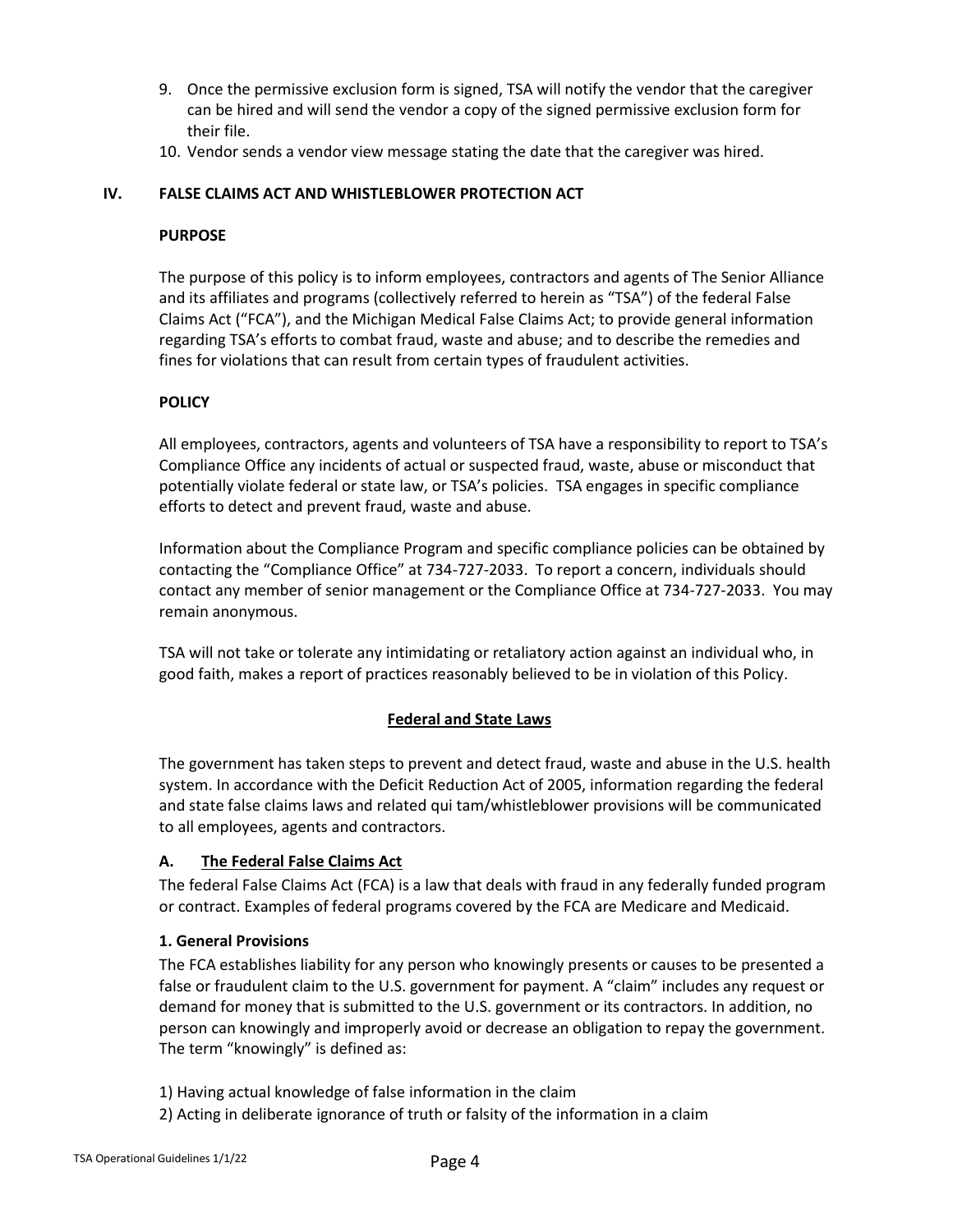9. Once the permissive exclusion form is signed, TSA will notify the vendor that the caregiver can be hired and will send the vendor a copy of the signed permissive exclusion form for their file.
10. Vendor sends a vendor view message stating the date that the caregiver was hired.

## IV. FALSE CLAIMS ACT AND WHISTLEBLOWER PROTECTION ACT

### PURPOSE

The purpose of this policy is to inform employees, contractors and agents of The Senior Alliance and its affiliates and programs (collectively referred to herein as "TSA") of the federal False Claims Act ("FCA"), and the Michigan Medical False Claims Act; to provide general information regarding TSA's efforts to combat fraud, waste and abuse; and to describe the remedies and fines for violations that can result from certain types of fraudulent activities.

### POLICY

All employees, contractors, agents and volunteers of TSA have a responsibility to report to TSA's Compliance Office any incidents of actual or suspected fraud, waste, abuse or misconduct that potentially violate federal or state law, or TSA's policies. TSA engages in specific compliance efforts to detect and prevent fraud, waste and abuse.

Information about the Compliance Program and specific compliance policies can be obtained by contacting the "Compliance Office" at 734-727-2033. To report a concern, individuals should contact any member of senior management or the Compliance Office at 734-727-2033. You may remain anonymous.

TSA will not take or tolerate any intimidating or retaliatory action against an individual who, in good faith, makes a report of practices reasonably believed to be in violation of this Policy.

### Federal and State Laws

The government has taken steps to prevent and detect fraud, waste and abuse in the U.S. health system. In accordance with the Deficit Reduction Act of 2005, information regarding the federal and state false claims laws and related qui tam/whistleblower provisions will be communicated to all employees, agents and contractors.

#### A. The Federal False Claims Act

The federal False Claims Act (FCA) is a law that deals with fraud in any federally funded program or contract. Examples of federal programs covered by the FCA are Medicare and Medicaid.

**1. General Provisions**

The FCA establishes liability for any person who knowingly presents or causes to be presented a false or fraudulent claim to the U.S. government for payment. A "claim" includes any request or demand for money that is submitted to the U.S. government or its contractors. In addition, no person can knowingly and improperly avoid or decrease an obligation to repay the government. The term "knowingly" is defined as:

1) Having actual knowledge of false information in the claim
2) Acting in deliberate ignorance of truth or falsity of the information in a claim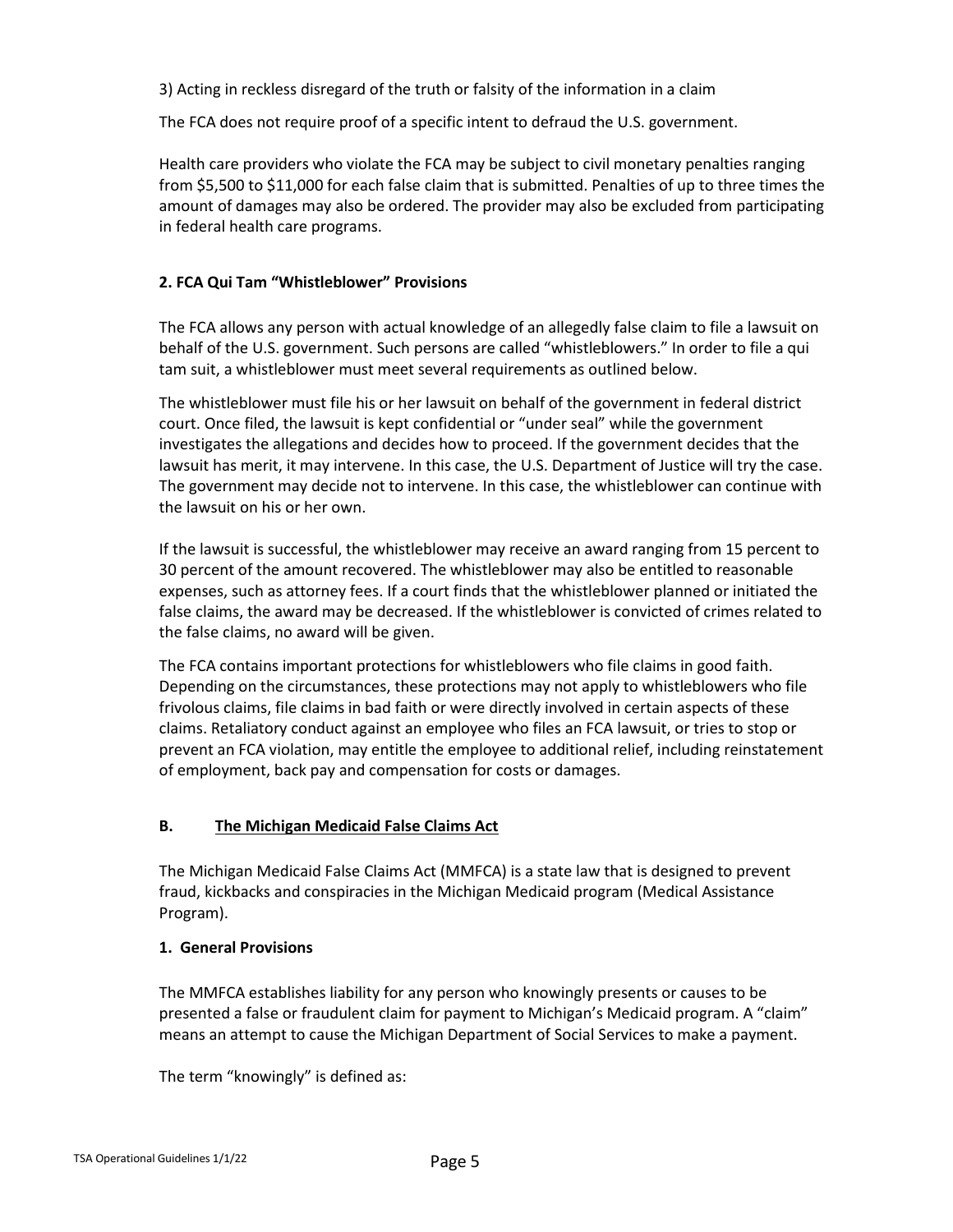3) Acting in reckless disregard of the truth or falsity of the information in a claim

The FCA does not require proof of a specific intent to defraud the U.S. government.

Health care providers who violate the FCA may be subject to civil monetary penalties ranging from $5,500 to $11,000 for each false claim that is submitted. Penalties of up to three times the amount of damages may also be ordered. The provider may also be excluded from participating in federal health care programs.

### 2. FCA Qui Tam "Whistleblower" Provisions

The FCA allows any person with actual knowledge of an allegedly false claim to file a lawsuit on behalf of the U.S. government. Such persons are called "whistleblowers." In order to file a qui tam suit, a whistleblower must meet several requirements as outlined below.

The whistleblower must file his or her lawsuit on behalf of the government in federal district court. Once filed, the lawsuit is kept confidential or "under seal" while the government investigates the allegations and decides how to proceed. If the government decides that the lawsuit has merit, it may intervene. In this case, the U.S. Department of Justice will try the case. The government may decide not to intervene. In this case, the whistleblower can continue with the lawsuit on his or her own.

If the lawsuit is successful, the whistleblower may receive an award ranging from 15 percent to 30 percent of the amount recovered. The whistleblower may also be entitled to reasonable expenses, such as attorney fees. If a court finds that the whistleblower planned or initiated the false claims, the award may be decreased. If the whistleblower is convicted of crimes related to the false claims, no award will be given.

The FCA contains important protections for whistleblowers who file claims in good faith. Depending on the circumstances, these protections may not apply to whistleblowers who file frivolous claims, file claims in bad faith or were directly involved in certain aspects of these claims. Retaliatory conduct against an employee who files an FCA lawsuit, or tries to stop or prevent an FCA violation, may entitle the employee to additional relief, including reinstatement of employment, back pay and compensation for costs or damages.

## B. <u>The Michigan Medicaid False Claims Act</u>

The Michigan Medicaid False Claims Act (MMFCA) is a state law that is designed to prevent fraud, kickbacks and conspiracies in the Michigan Medicaid program (Medical Assistance Program).

### 1. General Provisions

The MMFCA establishes liability for any person who knowingly presents or causes to be presented a false or fraudulent claim for payment to Michigan's Medicaid program. A "claim" means an attempt to cause the Michigan Department of Social Services to make a payment.

The term "knowingly" is defined as: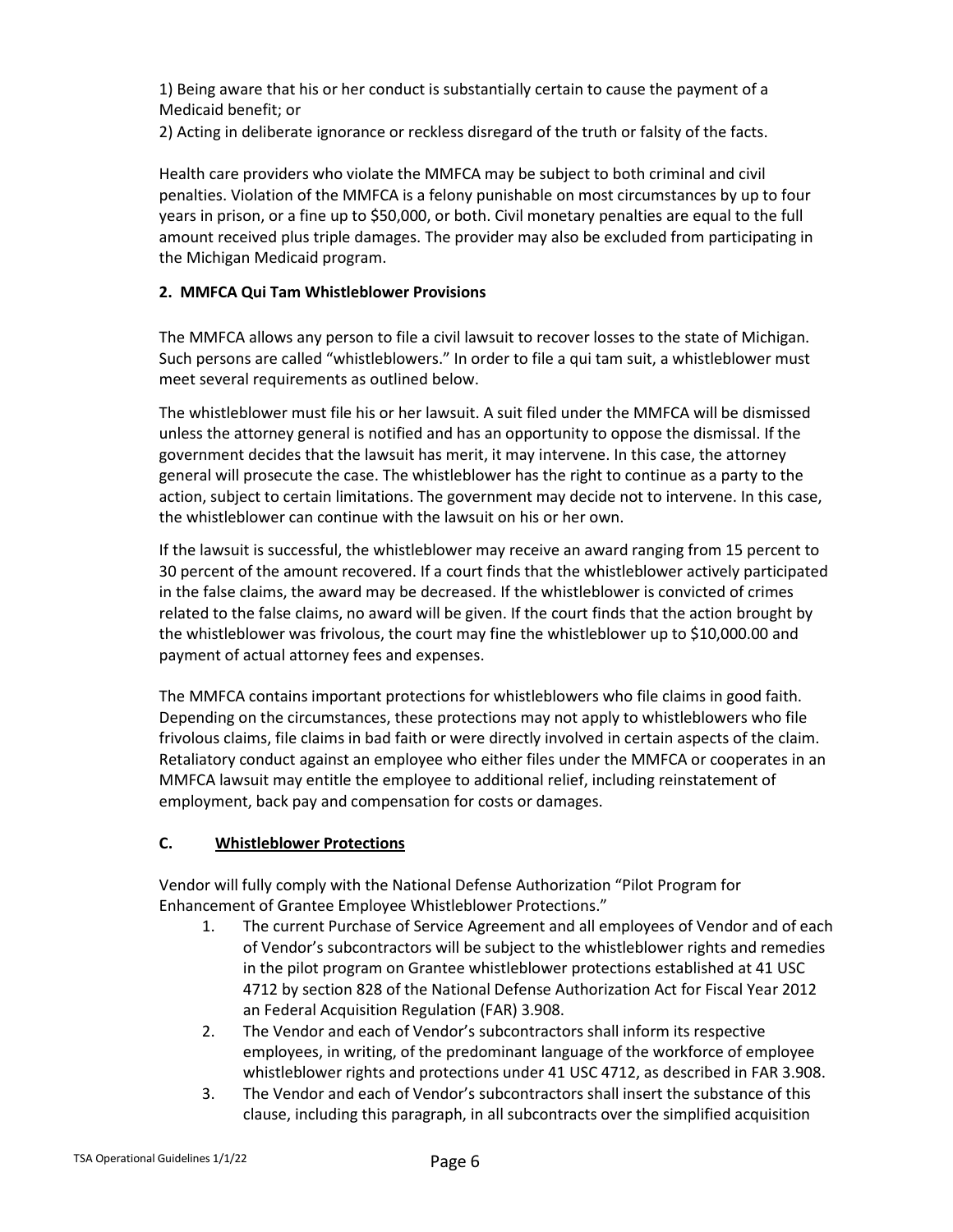1) Being aware that his or her conduct is substantially certain to cause the payment of a Medicaid benefit; or

2) Acting in deliberate ignorance or reckless disregard of the truth or falsity of the facts.

Health care providers who violate the MMFCA may be subject to both criminal and civil penalties. Violation of the MMFCA is a felony punishable on most circumstances by up to four years in prison, or a fine up to $50,000, or both. Civil monetary penalties are equal to the full amount received plus triple damages. The provider may also be excluded from participating in the Michigan Medicaid program.

**2. MMFCA Qui Tam Whistleblower Provisions**

The MMFCA allows any person to file a civil lawsuit to recover losses to the state of Michigan. Such persons are called "whistleblowers." In order to file a qui tam suit, a whistleblower must meet several requirements as outlined below.

The whistleblower must file his or her lawsuit. A suit filed under the MMFCA will be dismissed unless the attorney general is notified and has an opportunity to oppose the dismissal. If the government decides that the lawsuit has merit, it may intervene. In this case, the attorney general will prosecute the case. The whistleblower has the right to continue as a party to the action, subject to certain limitations. The government may decide not to intervene. In this case, the whistleblower can continue with the lawsuit on his or her own.

If the lawsuit is successful, the whistleblower may receive an award ranging from 15 percent to 30 percent of the amount recovered. If a court finds that the whistleblower actively participated in the false claims, the award may be decreased. If the whistleblower is convicted of crimes related to the false claims, no award will be given. If the court finds that the action brought by the whistleblower was frivolous, the court may fine the whistleblower up to $10,000.00 and payment of actual attorney fees and expenses.

The MMFCA contains important protections for whistleblowers who file claims in good faith. Depending on the circumstances, these protections may not apply to whistleblowers who file frivolous claims, file claims in bad faith or were directly involved in certain aspects of the claim. Retaliatory conduct against an employee who either files under the MMFCA or cooperates in an MMFCA lawsuit may entitle the employee to additional relief, including reinstatement of employment, back pay and compensation for costs or damages.

**C. <u>Whistleblower Protections</u>**

Vendor will fully comply with the National Defense Authorization "Pilot Program for Enhancement of Grantee Employee Whistleblower Protections."

1. The current Purchase of Service Agreement and all employees of Vendor and of each of Vendor's subcontractors will be subject to the whistleblower rights and remedies in the pilot program on Grantee whistleblower protections established at 41 USC 4712 by section 828 of the National Defense Authorization Act for Fiscal Year 2012 an Federal Acquisition Regulation (FAR) 3.908.
2. The Vendor and each of Vendor's subcontractors shall inform its respective employees, in writing, of the predominant language of the workforce of employee whistleblower rights and protections under 41 USC 4712, as described in FAR 3.908.
3. The Vendor and each of Vendor's subcontractors shall insert the substance of this clause, including this paragraph, in all subcontracts over the simplified acquisition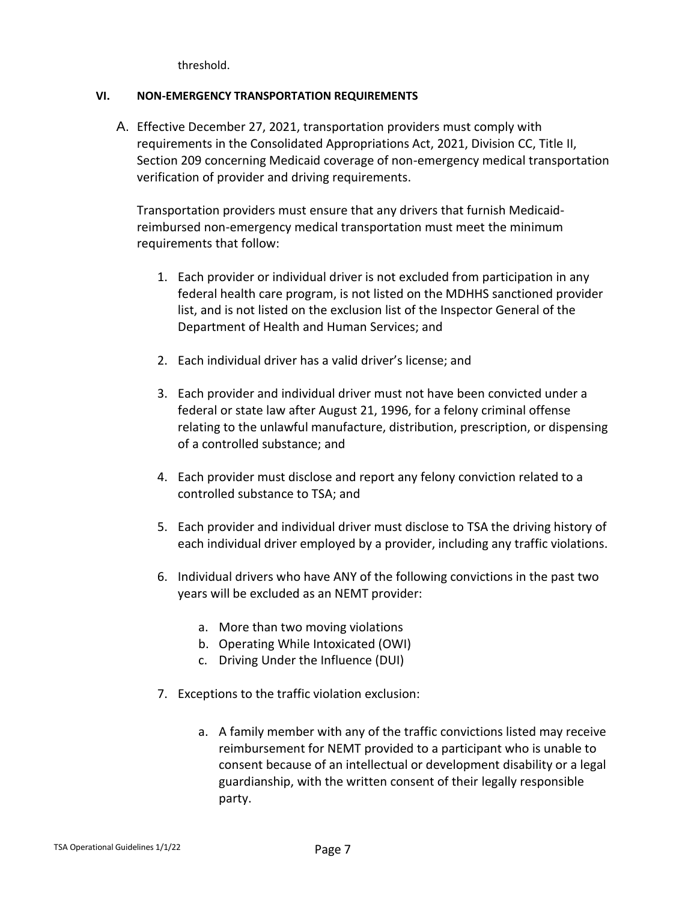threshold.

## VI. NON-EMERGENCY TRANSPORTATION REQUIREMENTS

A. Effective December 27, 2021, transportation providers must comply with requirements in the Consolidated Appropriations Act, 2021, Division CC, Title II, Section 209 concerning Medicaid coverage of non-emergency medical transportation verification of provider and driving requirements.

Transportation providers must ensure that any drivers that furnish Medicaid-reimbursed non-emergency medical transportation must meet the minimum requirements that follow:

1. Each provider or individual driver is not excluded from participation in any federal health care program, is not listed on the MDHHS sanctioned provider list, and is not listed on the exclusion list of the Inspector General of the Department of Health and Human Services; and

2. Each individual driver has a valid driver's license; and

3. Each provider and individual driver must not have been convicted under a federal or state law after August 21, 1996, for a felony criminal offense relating to the unlawful manufacture, distribution, prescription, or dispensing of a controlled substance; and

4. Each provider must disclose and report any felony conviction related to a controlled substance to TSA; and

5. Each provider and individual driver must disclose to TSA the driving history of each individual driver employed by a provider, including any traffic violations.

6. Individual drivers who have ANY of the following convictions in the past two years will be excluded as an NEMT provider:

   a. More than two moving violations
   b. Operating While Intoxicated (OWI)
   c. Driving Under the Influence (DUI)

7. Exceptions to the traffic violation exclusion:

   a. A family member with any of the traffic convictions listed may receive reimbursement for NEMT provided to a participant who is unable to consent because of an intellectual or development disability or a legal guardianship, with the written consent of their legally responsible party.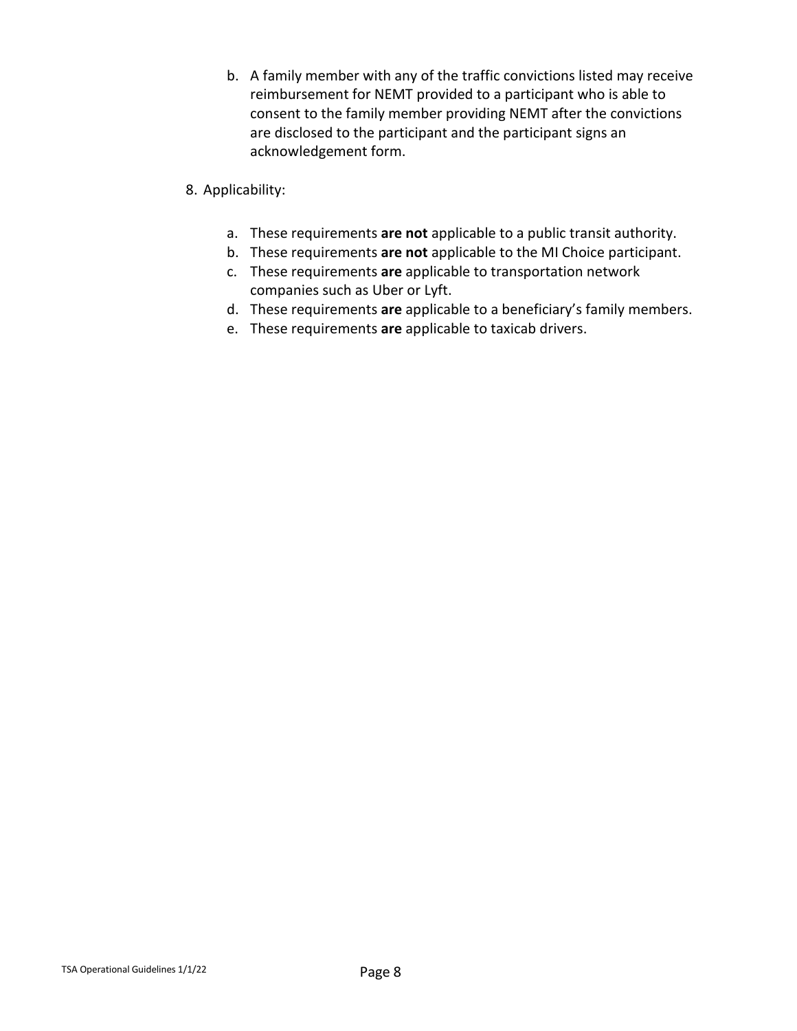b. A family member with any of the traffic convictions listed may receive reimbursement for NEMT provided to a participant who is able to consent to the family member providing NEMT after the convictions are disclosed to the participant and the participant signs an acknowledgement form.

8. Applicability:

    a. These requirements **are not** applicable to a public transit authority.
    b. These requirements **are not** applicable to the MI Choice participant.
    c. These requirements **are** applicable to transportation network companies such as Uber or Lyft.
    d. These requirements **are** applicable to a beneficiary's family members.
    e. These requirements **are** applicable to taxicab drivers.